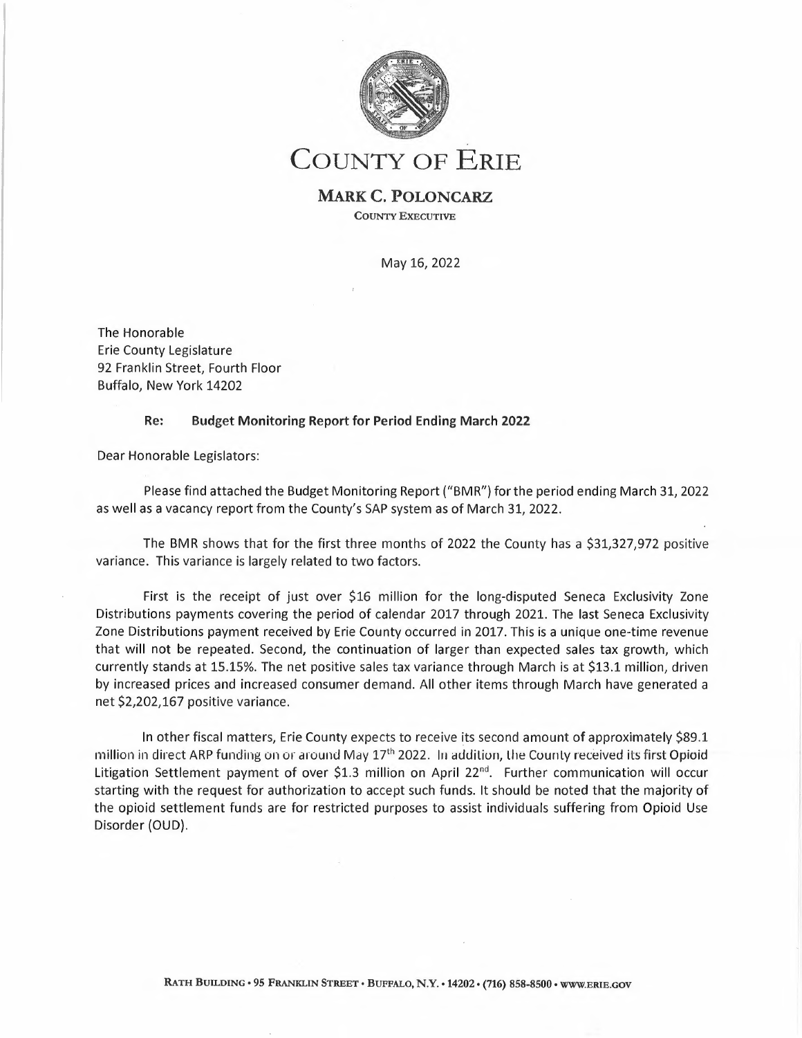# COUNTY OF ERIE

## MARK C. POLONCARZ

COUNTY EXECUTIVE

May 16, 2022

The Honorable
Erie County Legislature
92 Franklin Street, Fourth Floor
Buffalo, New York 14202

**Re: Budget Monitoring Report for Period Ending March 2022**

Dear Honorable Legislators:

Please find attached the Budget Monitoring Report ("BMR") for the period ending March 31, 2022 as well as a vacancy report from the County's SAP system as of March 31, 2022.

The BMR shows that for the first three months of 2022 the County has a $31,327,972 positive variance. This variance is largely related to two factors.

First is the receipt of just over $16 million for the long-disputed Seneca Exclusivity Zone Distributions payments covering the period of calendar 2017 through 2021. The last Seneca Exclusivity Zone Distributions payment received by Erie County occurred in 2017. This is a unique one-time revenue that will not be repeated. Second, the continuation of larger than expected sales tax growth, which currently stands at 15.15%. The net positive sales tax variance through March is at $13.1 million, driven by increased prices and increased consumer demand. All other items through March have generated a net $2,202,167 positive variance.

In other fiscal matters, Erie County expects to receive its second amount of approximately $89.1 million in direct ARP funding on or around May 17th 2022. In addition, the County received its first Opioid Litigation Settlement payment of over $1.3 million on April 22nd. Further communication will occur starting with the request for authorization to accept such funds. It should be noted that the majority of the opioid settlement funds are for restricted purposes to assist individuals suffering from Opioid Use Disorder (OUD).

RATH BUILDING • 95 FRANKLIN STREET • BUFFALO, N.Y. • 14202 • (716) 858-8500 • WWW.ERIE.GOV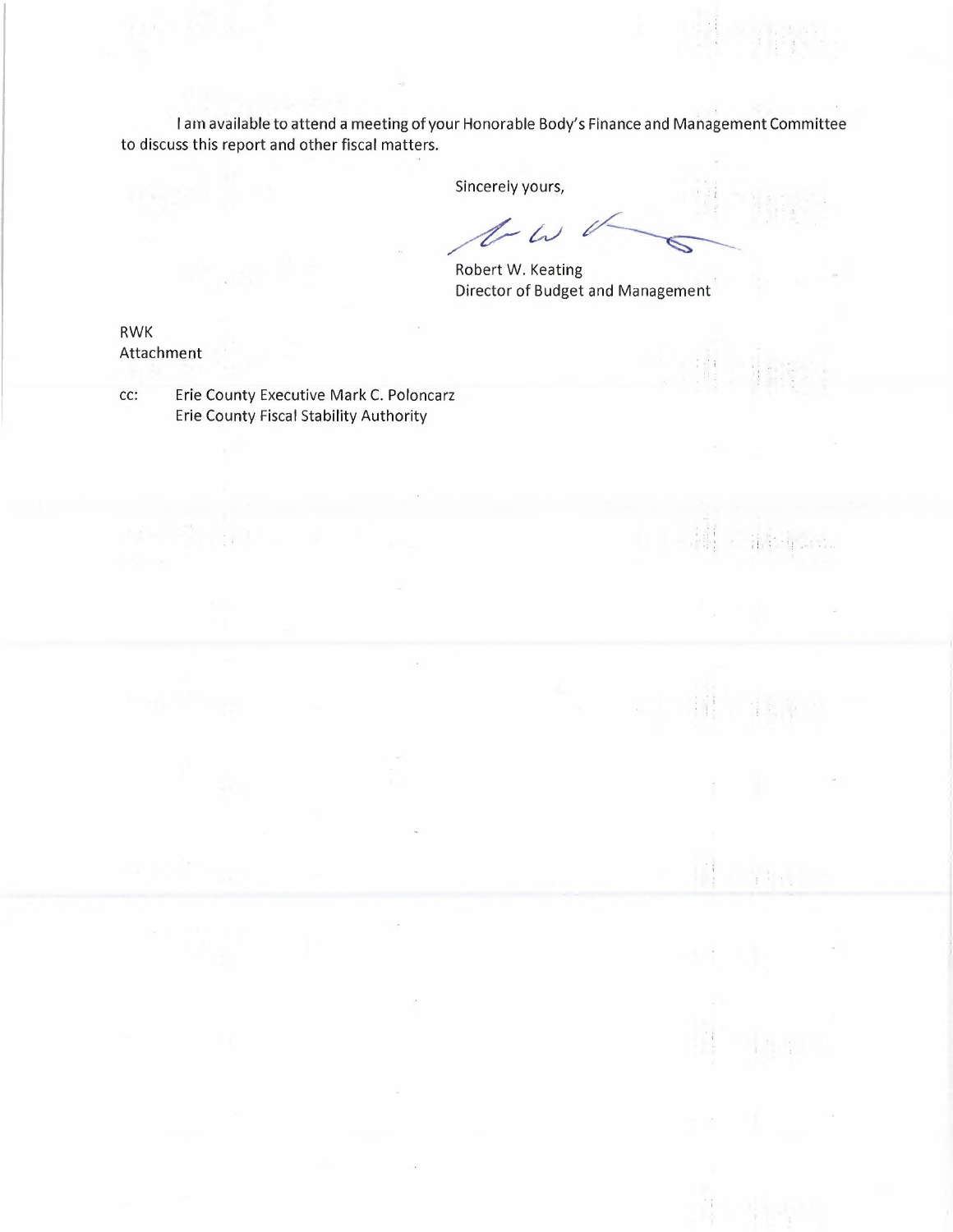I am available to attend a meeting of your Honorable Body's Finance and Management Committee to discuss this report and other fiscal matters.

Sincerely yours,

Robert W. Keating
Director of Budget and Management

RWK
Attachment

cc: Erie County Executive Mark C. Poloncarz
Erie County Fiscal Stability Authority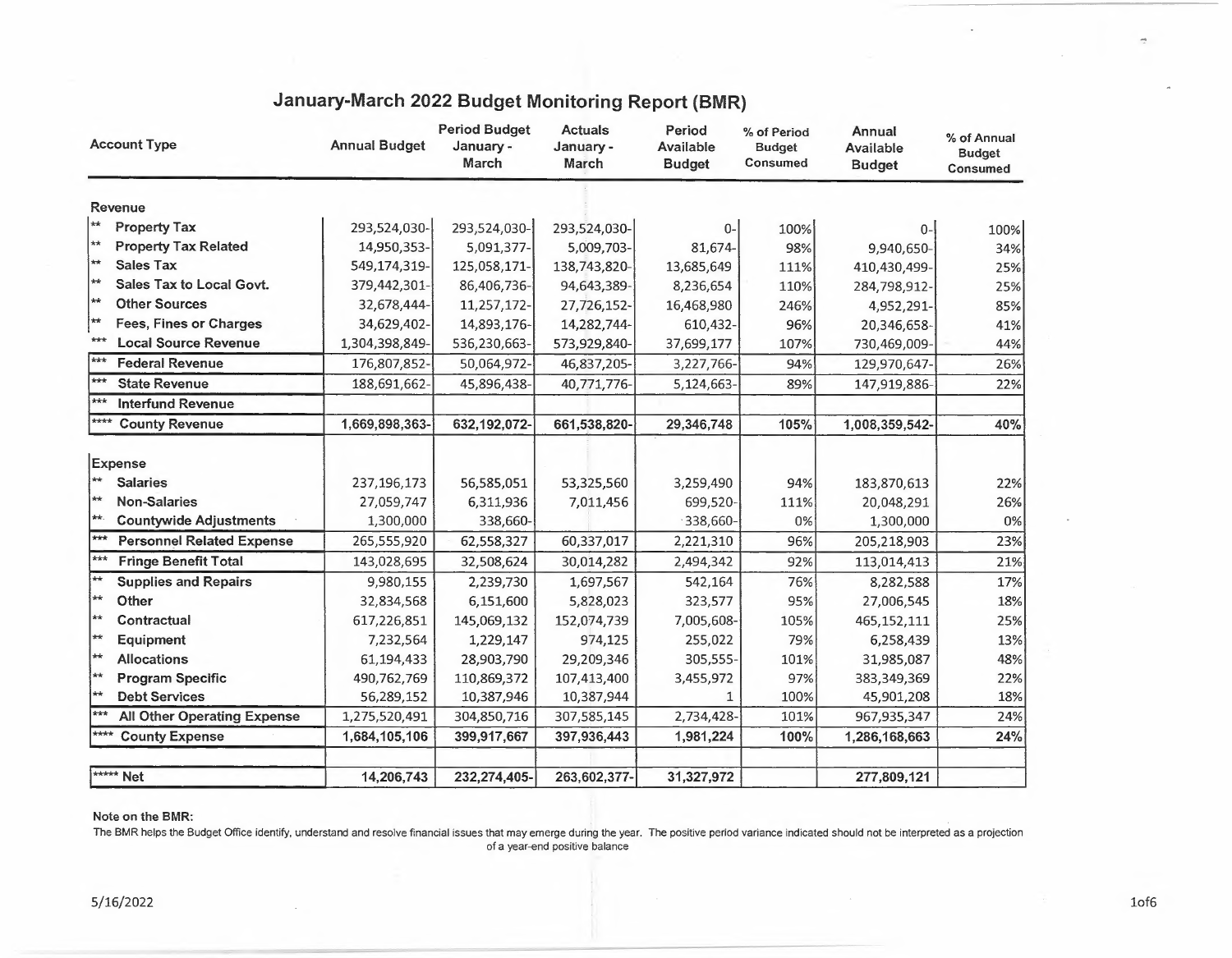# January-March 2022 Budget Monitoring Report (BMR)

| Account Type | Annual Budget | Period Budget January - March | Actuals January - March | Period Available Budget | % of Period Budget Consumed | Annual Available Budget | % of Annual Budget Consumed |
|---|---|---|---|---|---|---|---|
| **Revenue** | | | | | | | |
| ** **Property Tax** | 293,524,030- | 293,524,030- | 293,524,030- | 0- | 100% | 0- | 100% |
| ** **Property Tax Related** | 14,950,353- | 5,091,377- | 5,009,703- | 81,674- | 98% | 9,940,650- | 34% |
| ** **Sales Tax** | 549,174,319- | 125,058,171- | 138,743,820- | 13,685,649 | 111% | 410,430,499- | 25% |
| ** **Sales Tax to Local Govt.** | 379,442,301- | 86,406,736- | 94,643,389- | 8,236,654 | 110% | 284,798,912- | 25% |
| ** **Other Sources** | 32,678,444- | 11,257,172- | 27,726,152- | 16,468,980 | 246% | 4,952,291- | 85% |
| ** **Fees, Fines or Charges** | 34,629,402- | 14,893,176- | 14,282,744- | 610,432- | 96% | 20,346,658- | 41% |
| *** **Local Source Revenue** | 1,304,398,849- | 536,230,663- | 573,929,840- | 37,699,177 | 107% | 730,469,009- | 44% |
| *** **Federal Revenue** | 176,807,852- | 50,064,972- | 46,837,205- | 3,227,766- | 94% | 129,970,647- | 26% |
| *** **State Revenue** | 188,691,662- | 45,896,438- | 40,771,776- | 5,124,663- | 89% | 147,919,886- | 22% |
| *** **Interfund Revenue** | | | | | | | |
| **** **County Revenue** | **1,669,898,363-** | **632,192,072-** | **661,538,820-** | **29,346,748** | **105%** | **1,008,359,542-** | **40%** |
| **Expense** | | | | | | | |
| ** **Salaries** | 237,196,173 | 56,585,051 | 53,325,560 | 3,259,490 | 94% | 183,870,613 | 22% |
| ** **Non-Salaries** | 27,059,747 | 6,311,936 | 7,011,456 | 699,520- | 111% | 20,048,291 | 26% |
| ** **Countywide Adjustments** | 1,300,000 | 338,660- | | 338,660- | 0% | 1,300,000 | 0% |
| *** **Personnel Related Expense** | 265,555,920 | 62,558,327 | 60,337,017 | 2,221,310 | 96% | 205,218,903 | 23% |
| *** **Fringe Benefit Total** | 143,028,695 | 32,508,624 | 30,014,282 | 2,494,342 | 92% | 113,014,413 | 21% |
| ** **Supplies and Repairs** | 9,980,155 | 2,239,730 | 1,697,567 | 542,164 | 76% | 8,282,588 | 17% |
| ** **Other** | 32,834,568 | 6,151,600 | 5,828,023 | 323,577 | 95% | 27,006,545 | 18% |
| ** **Contractual** | 617,226,851 | 145,069,132 | 152,074,739 | 7,005,608- | 105% | 465,152,111 | 25% |
| ** **Equipment** | 7,232,564 | 1,229,147 | 974,125 | 255,022 | 79% | 6,258,439 | 13% |
| ** **Allocations** | 61,194,433 | 28,903,790 | 29,209,346 | 305,555- | 101% | 31,985,087 | 48% |
| ** **Program Specific** | 490,762,769 | 110,869,372 | 107,413,400 | 3,455,972 | 97% | 383,349,369 | 22% |
| ** **Debt Services** | 56,289,152 | 10,387,946 | 10,387,944 | 1 | 100% | 45,901,208 | 18% |
| *** **All Other Operating Expense** | 1,275,520,491 | 304,850,716 | 307,585,145 | 2,734,428- | 101% | 967,935,347 | 24% |
| **** **County Expense** | **1,684,105,106** | **399,917,667** | **397,936,443** | **1,981,224** | **100%** | **1,286,168,663** | **24%** |
| ***** **Net** | **14,206,743** | **232,274,405-** | **263,602,377-** | **31,327,972** | | **277,809,121** | |

**Note on the BMR:**

The BMR helps the Budget Office identify, understand and resolve financial issues that may emerge during the year. The positive period variance indicated should not be interpreted as a projection of a year-end positive balance

5/16/2022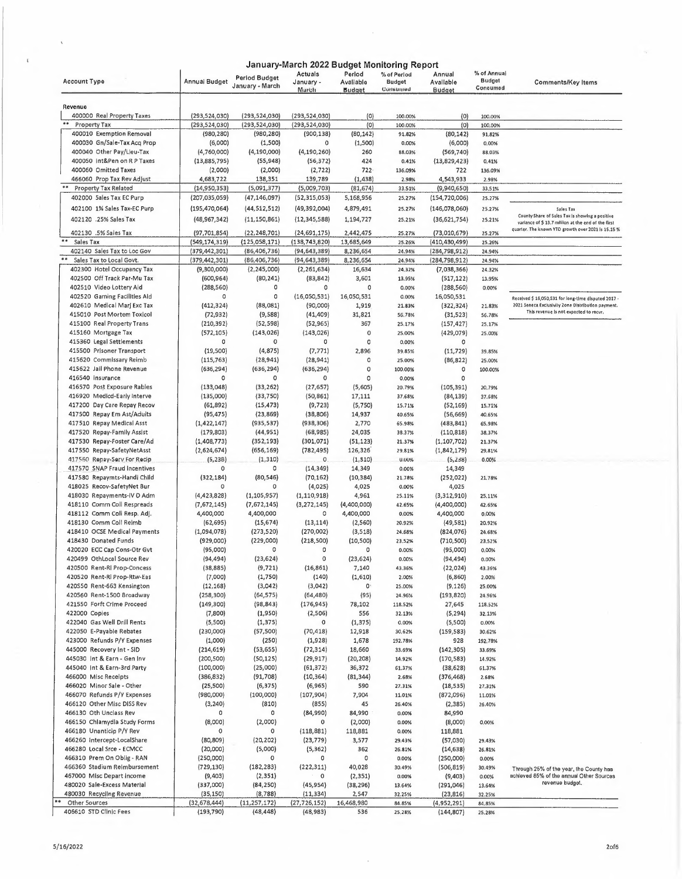# January-March 2022 Budget Monitoring Report

| Account Type | Annual Budget | Period Budget January - March | Actuals January - March | Period Available Budget | % of Period Budget Consumed | Annual Available Budget | % of Annual Budget Consumed | Comments/Key Items |
|---|---|---|---|---|---|---|---|---|
| **Revenue** | | | | | | | | |
| 400000 Real Property Taxes | (293,524,030) | (293,524,030) | (293,524,030) | (0) | 100.00% | (0) | 100.00% | |
| ** Property Tax | (293,524,030) | (293,524,030) | (293,524,030) | (0) | 100.00% | (0) | 100.00% | |
| 400010 Exemption Removal | (980,280) | (980,280) | (900,138) | (80,142) | 91.82% | (80,142) | 91.82% | |
| 400030 Gn/Sale-Tax Acq Prop | (6,000) | (1,500) | 0 | (1,500) | 0.00% | (6,000) | 0.00% | |
| 400040 Other Pay/Lieu-Tax | (4,760,000) | (4,190,000) | (4,190,260) | 260 | 88.03% | (569,740) | 88.03% | |
| 400050 Int&Pen on R P Taxes | (13,885,795) | (55,948) | (56,372) | 424 | 0.41% | (13,829,423) | 0.41% | |
| 400060 Omitted Taxes | (2,000) | (2,000) | (2,722) | 722 | 136.09% | 722 | 136.09% | |
| 466060 Prop Tax Rev Adjust | 4,683,722 | 138,351 | 139,789 | (1,438) | 2.98% | 4,543,933 | 2.98% | |
| ** Property Tax Related | (14,950,353) | (5,091,377) | (5,009,703) | (81,674) | 33.51% | (9,940,650) | 33.51% | |
| 402000 Sales Tax EC Purp | (207,035,059) | (47,146,097) | (52,315,053) | 5,168,956 | 25.27% | (154,720,006) | 25.27% | |
| 402100 1% Sales Tax-EC Purp | (195,470,064) | (44,512,512) | (49,392,004) | 4,879,491 | 25.27% | (146,078,060) | 25.27% | Sales Tax |
| 402120 .25% Sales Tax | (48,967,342) | (11,150,861) | (12,345,588) | 1,194,727 | 25.21% | (36,621,754) | 25.21% | County Share of Sales Tax is showing a positive variance of $ 13.7 million at the end of the first quarter. The known YTD growth over 2021 is 15.15 % |
| 402130 .5% Sales Tax | (97,701,854) | (22,248,701) | (24,691,175) | 2,442,475 | 25.27% | (73,010,679) | 25.27% | |
| ** Sales Tax | (549,174,319) | (125,058,171) | (138,743,820) | 13,685,649 | 25.26% | (410,430,499) | 25.26% | |
| 402140 Sales Tax to Loc Gov | (379,442,301) | (86,406,736) | (94,643,389) | 8,236,654 | 24.94% | (284,798,912) | 24.94% | |
| ** Sales Tax to Local Govt. | (379,442,301) | (86,406,736) | (94,643,389) | 8,236,654 | 24.94% | (284,798,912) | 24.94% | |
| 402300 Hotel Occupancy Tax | (9,300,000) | (2,245,000) | (2,261,634) | 16,634 | 24.32% | (7,038,366) | 24.32% | |
| 402500 Off Track Par-Mu Tax | (600,964) | (80,241) | (83,842) | 3,601 | 13.95% | (517,122) | 13.95% | |
| 402510 Video Lottery Aid | (288,560) | 0 | 0 | 0 | 0.00% | (288,560) | 0.00% | |
| 402520 Gaming Facilities Aid | 0 | 0 | (16,050,531) | 16,050,531 | 0.00% | 16,050,531 | | Received $ 16,050,531 for long-time disputed 2017 - 2021 Seneca Exclusivity Zone Distribution payment. This revenue is not expected to recur. |
| 402610 Medical Marj Exc Tax | (412,324) | (88,081) | (90,000) | 1,919 | 21.83% | (322,324) | 21.83% | |
| 415010 Post Mortem Toxicol | (72,932) | (9,588) | (41,409) | 31,821 | 56.78% | (31,523) | 56.78% | |
| 415100 Real Property Trans | (210,392) | (52,598) | (52,965) | 367 | 25.17% | (157,427) | 25.17% | |
| 415160 Mortgage Tax | (572,105) | (143,026) | (143,026) | 0 | 25.00% | (429,079) | 25.00% | |
| 415360 Legal Settlements | 0 | 0 | 0 | 0 | 0.00% | 0 | | |
| 415500 Prisoner Transport | (19,500) | (4,875) | (7,771) | 2,896 | 39.85% | (11,729) | 39.85% | |
| 415620 Commissary Reimb | (115,763) | (28,941) | (28,941) | 0 | 25.00% | (86,822) | 25.00% | |
| 415622 Jail Phone Revenue | (636,294) | (636,294) | (636,294) | 0 | 100.00% | 0 | 100.00% | |
| 416540 Insurance | 0 | 0 | 0 | 0 | 0.00% | 0 | | |
| 416570 Post Exposure Rabies | (133,048) | (33,262) | (27,657) | (5,605) | 20.79% | (105,391) | 20.79% | |
| 416920 Medicd-Early Interve | (135,000) | (33,750) | (50,861) | 17,111 | 37.68% | (84,139) | 37.68% | |
| 417200 Day Care Repay Recov | (61,892) | (15,473) | (9,723) | (5,750) | 15.71% | (52,169) | 15.71% | |
| 417500 Repay Em Ast/Adults | (95,475) | (23,869) | (38,806) | 14,937 | 40.65% | (56,669) | 40.65% | |
| 417510 Repay Medical Asst | (1,422,147) | (935,537) | (938,306) | 2,770 | 65.98% | (483,841) | 65.98% | |
| 417520 Repay-Family Assist | (179,803) | (44,951) | (68,985) | 24,035 | 38.37% | (110,818) | 38.37% | |
| 417530 Repay-Foster Care/Ad | (1,408,773) | (352,193) | (301,071) | (51,123) | 21.37% | (1,107,702) | 21.37% | |
| 417550 Repay-SafetyNetAsst | (2,624,674) | (656,169) | (782,495) | 126,326 | 29.81% | (1,842,179) | 29.81% | |
| 417560 Repay-Serv For Recip | (5,238) | (1,310) | 0 | (1,310) | 0.00% | (5,238) | 0.00% | |
| 417570 SNAP Fraud Incentives | 0 | 0 | (14,349) | 14,349 | 0.00% | 14,349 | | |
| 417580 Repaymts-Handi Child | (322,184) | (80,546) | (70,162) | (10,384) | 21.78% | (252,022) | 21.78% | |
| 418025 Recov-SafetyNet Bur | 0 | 0 | (4,025) | 4,025 | 0.00% | 4,025 | | |
| 418030 Repayments-IV D Adm | (4,423,828) | (1,105,957) | (1,110,918) | 4,961 | 25.11% | (3,312,910) | 25.11% | |
| 418110 Comm Coll Respreads | (7,672,145) | (7,672,145) | (3,272,145) | (4,400,000) | 42.65% | (4,400,000) | 42.65% | |
| 418112 Comm Coll Resp. Adj. | 4,400,000 | 4,400,000 | 0 | 4,400,000 | 0.00% | 4,400,000 | 0.00% | |
| 418130 Comm Coll Reimb | (62,695) | (15,674) | (13,114) | (2,560) | 20.92% | (49,581) | 20.92% | |
| 418410 OCSE Medical Payments | (1,094,078) | (273,520) | (270,002) | (3,518) | 24.68% | (824,076) | 24.68% | |
| 418430 Donated Funds | (929,000) | (229,000) | (218,500) | (10,500) | 23.52% | (710,500) | 23.52% | |
| 420020 ECC Cap Cons-Otr Gvt | (95,000) | 0 | 0 | 0 | 0.00% | (95,000) | 0.00% | |
| 420499 OthLocal Source Rev | (94,494) | (23,624) | 0 | (23,624) | 0.00% | (94,494) | 0.00% | |
| 420500 Rent-RI Prop-Concess | (38,885) | (9,721) | (16,861) | 7,140 | 43.36% | (22,024) | 43.36% | |
| 420520 Rent-RI Prop-Rtw-Eas | (7,000) | (1,750) | (140) | (1,610) | 2.00% | (6,860) | 2.00% | |
| 420550 Rent-663 Kensington | (12,168) | (3,042) | (3,042) | 0 | 25.00% | (9,126) | 25.00% | |
| 420560 Rent-1500 Broadway | (258,300) | (64,575) | (64,480) | (95) | 24.96% | (193,820) | 24.96% | |
| 421550 Forft Crime Proceed | (149,300) | (98,843) | (176,945) | 78,102 | 118.52% | 27,645 | 118.52% | |
| 422000 Copies | (7,800) | (1,950) | (2,506) | 556 | 32.13% | (5,294) | 32.13% | |
| 422040 Gas Well Drill Rents | (5,500) | (1,375) | 0 | (1,375) | 0.00% | (5,500) | 0.00% | |
| 422050 E-Payable Rebates | (230,000) | (57,500) | (70,418) | 12,918 | 30.62% | (159,583) | 30.62% | |
| 423000 Refunds P/Y Expenses | (1,000) | (250) | (1,928) | 1,678 | 192.78% | 928 | 192.78% | |
| 445000 Recovery Int - SID | (214,619) | (53,655) | (72,314) | 18,660 | 33.69% | (142,305) | 33.69% | |
| 445030 Int & Earn - Gen Inv | (200,500) | (50,125) | (29,917) | (20,208) | 14.92% | (170,583) | 14.92% | |
| 445040 Int & Earn-3rd Party | (100,000) | (25,000) | (61,372) | 36,372 | 61.37% | (38,628) | 61.37% | |
| 466000 Misc Receipts | (386,832) | (91,708) | (10,364) | (81,344) | 2.68% | (376,468) | 2.68% | |
| 466020 Minor Sale - Other | (25,500) | (6,375) | (6,965) | 590 | 27.31% | (18,535) | 27.31% | |
| 466070 Refunds P/Y Expenses | (980,000) | (100,000) | (107,904) | 7,904 | 11.01% | (872,096) | 11.01% | |
| 466120 Other Misc DISS Rev | (3,240) | (810) | (855) | 45 | 26.40% | (2,385) | 26.40% | |
| 466130 Oth Unclass Rev | 0 | 0 | (84,990) | 84,990 | 0.00% | 84,990 | | |
| 466150 Chlamydia Study Forms | (8,000) | (2,000) | 0 | (2,000) | 0.00% | (8,000) | 0.00% | |
| 466180 Unanticip P/Y Rev | 0 | 0 | (118,881) | 118,881 | 0.00% | 118,881 | | |
| 466260 Intercept-LocalShare | (80,809) | (20,202) | (23,779) | 3,577 | 29.43% | (57,030) | 29.43% | |
| 466280 Local Srce - ECMCC | (20,000) | (5,000) | (5,362) | 362 | 26.81% | (14,638) | 26.81% | |
| 466310 Prem On Oblig - RAN | (250,000) | 0 | 0 | 0 | 0.00% | (250,000) | 0.00% | |
| 466360 Stadium Reimbursement | (729,130) | (182,283) | (222,311) | 40,028 | 30.49% | (506,819) | 30.49% | Through 25% of the year, the County has achieved 85% of the annual Other Sources revenue budget. |
| 467000 Misc Depart Income | (9,403) | (2,351) | 0 | (2,351) | 0.00% | (9,403) | 0.00% | |
| 480020 Sale-Excess Material | (337,000) | (84,250) | (45,954) | (38,296) | 13.64% | (291,046) | 13.64% | |
| 480030 Recycling Revenue | (35,150) | (8,788) | (11,334) | 2,547 | 32.25% | (23,816) | 32.25% | |
| ** Other Sources | (32,678,444) | (11,257,172) | (27,726,152) | 16,468,980 | 84.85% | (4,952,291) | 84.85% | |
| 406610 STD Clinic Fees | (193,790) | (48,448) | (48,983) | 536 | 25.28% | (144,807) | 25.28% | |

5/16/2022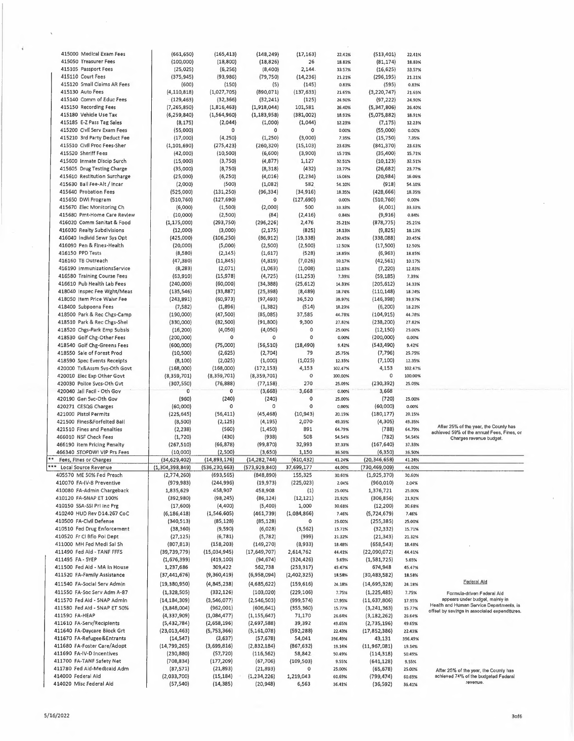| Account | Col 1 | Col 2 | Col 3 | Col 4 | Col 5 | Col 6 | Col 7 |
|---|---|---|---|---|---|---|---|
| 415000 Medical Exam Fees | (661,650) | (165,413) | (148,249) | (17,163) | 22.41% | (513,401) | 22.41% |
| 415050 Treasurer Fees | (100,000) | (18,800) | (18,826) | 26 | 18.83% | (81,174) | 18.83% |
| 415105 Passport Fees | (25,025) | (6,256) | (8,400) | 2,144 | 33.57% | (16,625) | 33.57% |
| 415110 Court Fees | (375,945) | (93,986) | (79,750) | (14,236) | 21.21% | (296,195) | 21.21% |
| 415120 Small Claims AR Fees | (600) | (150) | (5) | (145) | 0.83% | (595) | 0.83% |
| 415130 Auto Fees | (4,110,818) | (1,027,705) | (890,071) | (137,633) | 21.65% | (3,220,747) | 21.65% |
| 415140 Comm of Educ Fees | (129,463) | (32,366) | (32,241) | (125) | 24.90% | (97,222) | 24.90% |
| 415150 Recording Fees | (7,265,850) | (1,816,463) | (1,918,044) | 101,581 | 26.40% | (5,347,806) | 26.40% |
| 415180 Vehicle Use Tax | (6,259,840) | (1,564,960) | (1,183,958) | (381,002) | 18.91% | (5,075,882) | 18.91% |
| 415185 E-Z Pass Tag Sales | (8,175) | (2,044) | (1,000) | (1,044) | 12.23% | (7,175) | 12.23% |
| 415200 Civil Serv Exam Fees | (55,000) | 0 | 0 | 0 | 0.00% | (55,000) | 0.00% |
| 415210 3rd Party Deduct Fee | (17,000) | (4,250) | (1,250) | (3,000) | 7.35% | (15,750) | 7.35% |
| 415510 Civil Proc Fees-Sher | (1,101,690) | (275,423) | (260,320) | (15,103) | 23.63% | (841,370) | 23.63% |
| 415520 Sheriff Fees | (42,000) | (10,500) | (6,600) | (3,900) | 15.71% | (35,400) | 15.71% |
| 415600 Inmate Discip Surch | (15,000) | (3,750) | (4,877) | 1,127 | 32.51% | (10,123) | 32.51% |
| 415605 Drug Testing Charge | (35,000) | (8,750) | (8,318) | (432) | 23.77% | (26,682) | 23.77% |
| 415610 Restitution Surcharge | (25,000) | (6,250) | (4,016) | (2,234) | 16.06% | (20,984) | 16.06% |
| 415630 Bail Fee-Alt / Incar | (2,000) | (500) | (1,082) | 582 | 54.10% | (918) | 54.10% |
| 415640 Probation Fees | (525,000) | (131,250) | (96,334) | (34,916) | 18.35% | (428,666) | 18.35% |
| 415650 DWI Program | (510,760) | (127,690) | 0 | (127,690) | 0.00% | (510,760) | 0.00% |
| 415670 Elec Monitoring Ch | (6,000) | (1,500) | (2,000) | 500 | 33.33% | (4,001) | 33.33% |
| 415680 Pmt-Home Care Review | (10,000) | (2,500) | (84) | (2,416) | 0.84% | (9,916) | 0.84% |
| 416020 Comm Sanitat & Food | (1,175,000) | (293,750) | (296,226) | 2,476 | 25.21% | (878,775) | 25.21% |
| 416030 Realty Subdivisions | (12,000) | (3,000) | (2,175) | (825) | 18.13% | (9,825) | 18.13% |
| 416040 Individ Sewr Sys Opt | (425,000) | (106,250) | (86,912) | (19,338) | 20.45% | (338,088) | 20.45% |
| 416090 Pen & Fines-Health | (20,000) | (5,000) | (2,500) | (2,500) | 12.50% | (17,500) | 12.50% |
| 416150 PPD Tests | (8,580) | (2,145) | (1,617) | (528) | 18.85% | (6,963) | 18.85% |
| 416160 TB Outreach | (47,380) | (11,845) | (4,819) | (7,026) | 10.17% | (42,561) | 10.17% |
| 416190 ImmunizationsService | (8,283) | (2,071) | (1,063) | (1,008) | 12.83% | (7,220) | 12.83% |
| 416580 Training Course Fees | (63,910) | (15,978) | (4,725) | (11,253) | 7.39% | (59,185) | 7.39% |
| 416610 Pub Health Lab Fees | (240,000) | (60,000) | (34,388) | (25,612) | 14.33% | (205,612) | 14.33% |
| 418040 Inspec Fee Wght/Meas | (135,546) | (33,887) | (25,398) | (8,489) | 18.74% | (110,148) | 18.74% |
| 418050 Item Price Waivr Fee | (243,891) | (60,973) | (97,493) | 36,520 | 39.97% | (146,398) | 39.97% |
| 418400 Subpoena Fees | (7,582) | (1,896) | (1,382) | (514) | 18.23% | (6,200) | 18.23% |
| 418500 Park & Rec Chgs-Camp | (190,000) | (47,500) | (85,085) | 37,585 | 44.78% | (104,915) | 44.78% |
| 418510 Park & Rec Chgs-Shel | (330,000) | (82,500) | (91,800) | 9,300 | 27.82% | (238,200) | 27.82% |
| 418520 Chgs-Park Emp Subsis | (16,200) | (4,050) | (4,050) | 0 | 25.00% | (12,150) | 25.00% |
| 418530 Golf Chg-Other Fees | (200,000) | 0 | 0 | 0 | 0.00% | (200,000) | 0.00% |
| 418540 Golf Chg-Greens Fees | (600,000) | (75,000) | (56,510) | (18,490) | 9.42% | (543,490) | 9.42% |
| 418550 Sale of Forest Prod | (10,500) | (2,625) | (2,704) | 79 | 25.75% | (7,796) | 25.75% |
| 418590 Spec Events Receipts | (8,100) | (2,025) | (1,000) | (1,025) | 12.35% | (7,100) | 12.35% |
| 420000 Tx&Assm Svs-Oth Govt | (168,000) | (168,000) | (172,153) | 4,153 | 102.47% | 4,153 | 102.47% |
| 420010 Elec Exp Other Govt | (8,359,701) | (8,359,701) | (8,359,701) | 0 | 100.00% | 0 | 100.00% |
| 420030 Police Svcs-Oth Gvt | (307,550) | (76,888) | (77,158) | 270 | 25.09% | (230,392) | 25.09% |
| 420040 Jail Facil - Oth Gov | 0 | 0 | (3,668) | 3,668 | 0.00% | 3,668 | |
| 420190 Gen Svc-Oth Gov | (960) | (240) | (240) | 0 | 25.00% | (720) | 25.00% |
| 420271 CESQG Charges | (60,000) | 0 | 0 | 0 | 0.00% | (60,000) | 0.00% |
| 421000 Pistol Permits | (225,645) | (56,411) | (45,468) | (10,943) | 20.15% | (180,177) | 20.15% |
| 421500 Fines&Forfeited Bail | (8,500) | (2,125) | (4,195) | 2,070 | 49.35% | (4,305) | 49.35% |
| 421510 Fines and Penalties | (2,238) | (560) | (1,450) | 891 | 64.79% | (788) | 64.79% |
| 466010 NSF Check Fees | (1,720) | (430) | (938) | 508 | 54.54% | (782) | 54.54% |
| 466190 Item Pricing Penalty | (267,510) | (66,878) | (99,870) | 32,993 | 37.33% | (167,640) | 37.33% |
| 466340 STOPDWI VIP Prs Fees | (10,000) | (2,500) | (3,650) | 1,150 | 36.50% | (6,350) | 36.50% |
| ** Fees, Fines or Charges | (34,629,402) | (14,893,176) | (14,282,744) | (610,432) | 41.24% | (20,346,658) | 41.24% |
| *** Local Source Revenue | (1,304,398,849) | (536,230,663) | (573,929,840) | 37,699,177 | 44.00% | (730,469,009) | 44.00% |
| 405570 ME 50% Fed Presch | (2,774,260) | (693,565) | (848,890) | 155,325 | 30.60% | (1,925,370) | 30.60% |
| 410070 FA-IV-B Preventive | (979,983) | (244,996) | (19,973) | (225,023) | 2.04% | (960,010) | 2.04% |
| 410080 FA-Admin Chargeback | 1,835,629 | 458,907 | 458,908 | (1) | 25.00% | 1,376,721 | 25.00% |
| 410120 FA-SNAP ET 100% | (392,980) | (98,245) | (86,124) | (12,121) | 21.92% | (306,856) | 21.92% |
| 410150 SSA-SSI Pri Inc Prg | (17,600) | (4,400) | (5,400) | 1,000 | 30.68% | (12,200) | 30.68% |
| 410240 HUD Rev D14.267 CoC | (6,186,418) | (1,546,605) | (461,739) | (1,084,866) | 7.46% | (5,724,679) | 7.46% |
| 410500 FA-Civil Defense | (340,513) | (85,128) | (85,128) | 0 | 25.00% | (255,385) | 25.00% |
| 410510 Fed Drug Enforcement | (38,360) | (9,590) | (6,028) | (3,562) | 15.71% | (32,332) | 15.71% |
| 410520 Fr Cl Bflo Pol Dept | (27,125) | (6,781) | (5,782) | (999) | 21.32% | (21,343) | 21.32% |
| 411000 MH Fed Medi Sal Sh | (807,813) | (158,203) | (149,270) | (8,933) | 18.48% | (658,543) | 18.48% |
| 411490 Fed Aid - TANF FFFS | (39,739,779) | (15,034,945) | (17,649,707) | 2,614,762 | 44.41% | (22,090,072) | 44.41% |
| 411495 FA - SYEP | (1,676,399) | (419,100) | (94,674) | (324,426) | 5.65% | (1,581,725) | 5.65% |
| 411500 Fed Aid - MA in House | 1,237,686 | 309,422 | 562,738 | (253,317) | 45.47% | 674,948 | 45.47% |
| 411520 FA-Family Assistance | (37,441,676) | (9,360,419) | (6,958,094) | (2,402,325) | 18.58% | (30,483,582) | 18.58% |
| 411540 FA-Social Serv Admin | (19,380,950) | (4,845,238) | (4,685,622) | (159,616) | 24.18% | (14,695,328) | 24.18% |
| 411550 FA-Soc Serv Adm A-87 | (1,328,505) | (332,126) | (103,020) | (229,106) | 7.75% | (1,225,485) | 7.75% |
| 411570 Fed Aid - SNAP Admin | (14,184,309) | (3,546,077) | (2,546,503) | (999,574) | 17.95% | (11,637,806) | 17.95% |
| 411580 Fed Aid - SNAP ET 50% | (3,848,004) | (962,001) | (606,641) | (355,360) | 15.77% | (3,241,363) | 15.77% |
| 411590 FA-HEAP | (4,337,909) | (1,084,477) | (1,155,647) | 71,170 | 26.64% | (3,182,262) | 26.64% |
| 411610 FA-Serv/Recipients | (5,432,784) | (2,658,196) | (2,697,588) | 39,392 | 49.65% | (2,735,196) | 49.65% |
| 411640 FA-Daycare Block Grt | (23,013,463) | (5,753,366) | (5,161,078) | (592,288) | 22.43% | (17,852,386) | 22.43% |
| 411670 FA-Refugee&Entrants | (14,547) | (3,637) | (57,678) | 54,041 | 396.49% | 43,131 | 396.49% |
| 411680 FA-Foster Care/Adopt | (14,799,265) | (3,699,816) | (2,832,184) | (867,632) | 19.14% | (11,967,081) | 19.14% |
| 411690 FA-IV-D Incentives | (230,880) | (57,720) | (116,562) | 58,842 | 50.49% | (114,318) | 50.49% |
| 411700 FA-TANF Safety Net | (708,834) | (177,209) | (67,706) | (109,503) | 9.55% | (641,128) | 9.55% |
| 411780 Fed Aid-Medicaid Adm | (87,571) | (21,893) | (21,893) | 0 | 25.00% | (65,678) | 25.00% |
| 414000 Federal Aid | (2,033,700) | (15,184) | (1,234,226) | 1,219,043 | 60.69% | (799,474) | 60.69% |
| 414020 Misc Federal Aid | (57,540) | (14,385) | (20,948) | 6,563 | 36.41% | (36,592) | 36.41% |

After 25% of the year, the County has achieved 59% of the annual Fees, Fines, or Charges revenue budget.

**Federal Aid**

Formula-driven Federal Aid appears under budget, mainly in Health and Human Service Departments, is offset by savings in associated expenditures.

After 25% of the year, the County has achieved 74% of the budgeted Federal revenue.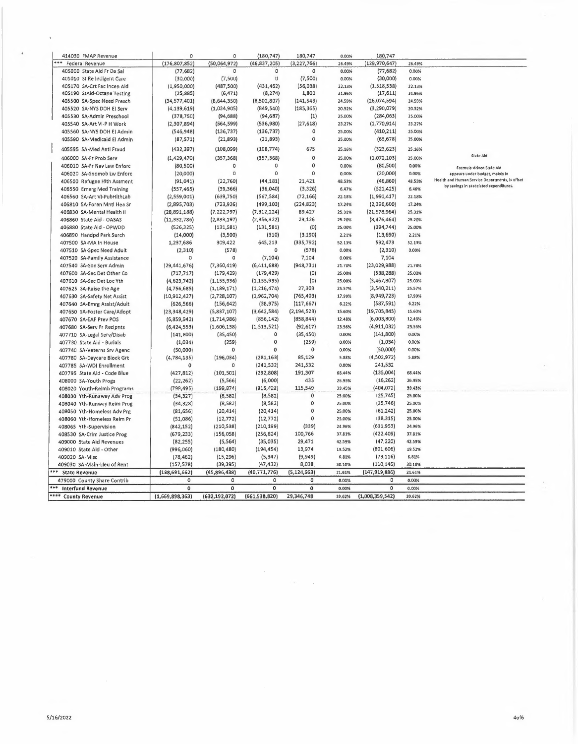| Account | | | | | | | | |
|---|---|---|---|---|---|---|---|---|
| 414030 FMAP Revenue | 0 | 0 | (180,747) | 180,747 | 0.00% | 180,747 | | |
| *** Federal Revenue | (176,807,852) | (50,064,972) | (46,837,205) | (3,227,766) | 26.49% | (129,970,647) | 26.49% | |
| 405000 State Aid Fr Da Sal | (77,682) | 0 | 0 | 0 | 0.00% | (77,682) | 0.00% | |
| 405010 St Re Indigent Care | (30,000) | (7,500) | 0 | (7,500) | 0.00% | (30,000) | 0.00% | |
| 405170 SA-Crt Fac Incen Aid | (1,950,000) | (487,500) | (431,462) | (56,038) | 22.13% | (1,518,538) | 22.13% | |
| 405190 StAid-Octane Testing | (25,885) | (6,471) | (8,274) | 1,802 | 31.96% | (17,611) | 31.96% | |
| 405500 SA-Spec Need Presch | (34,577,401) | (8,644,350) | (8,502,807) | (141,543) | 24.59% | (26,074,594) | 24.59% | |
| 405520 SA-NYS DOH EI Serv | (4,139,619) | (1,034,905) | (849,540) | (185,365) | 20.52% | (3,290,079) | 20.52% | |
| 405530 SA-Admin Preschool | (378,750) | (94,688) | (94,687) | (1) | 25.00% | (284,063) | 25.00% | |
| 405540 SA-Art VI-P H Work | (2,307,894) | (564,599) | (536,980) | (27,618) | 23.27% | (1,770,914) | 23.27% | |
| 405560 SA-NYS DOH EI Admin | (546,948) | (136,737) | (136,737) | 0 | 25.00% | (410,211) | 25.00% | |
| 405590 SA-Medicaid EI Admin | (87,571) | (21,893) | (21,893) | 0 | 25.00% | (65,678) | 25.00% | |
| 405595 SA-Med Anti Fraud | (432,397) | (108,099) | (108,774) | 675 | 25.16% | (323,623) | 25.16% | |
| 406000 SA-Fr Prob Serv | (1,429,470) | (357,368) | (357,368) | 0 | 25.00% | (1,072,103) | 25.00% | State Aid |
| 406010 SA-Fr Nav Law Enforc | (80,500) | 0 | 0 | 0 | 0.00% | (80,500) | 0.00% | Formula-driven State Aid appears under budget, mainly in Health and Human Service Departments, is offset by savings in associated expenditures. |
| 406020 SA-Snomob Lw Enforc | (20,000) | 0 | 0 | 0 | 0.00% | (20,000) | 0.00% | |
| 406500 Refugee Hlth Assment | (91,041) | (22,760) | (44,181) | 21,421 | 48.53% | (46,860) | 48.53% | |
| 406550 Emerg Med Training | (557,465) | (39,366) | (36,040) | (3,326) | 6.47% | (521,425) | 6.46% | |
| 406560 SA-Art VI-PubHlthLab | (2,559,001) | (639,750) | (567,584) | (72,166) | 22.18% | (1,991,417) | 22.18% | |
| 406810 SA-Foren Mntl Hea Sr | (2,895,703) | (723,926) | (499,103) | (224,823) | 17.24% | (2,396,600) | 17.24% | |
| 406830 SA-Mental Health II | (28,891,188) | (7,222,797) | (7,312,224) | 89,427 | 25.31% | (21,578,964) | 25.31% | |
| 406860 State Aid - OASAS | (11,332,786) | (2,833,197) | (2,856,322) | 23,126 | 25.20% | (8,476,464) | 25.20% | |
| 406880 State Aid - OPWDD | (526,325) | (131,581) | (131,581) | (0) | 25.00% | (394,744) | 25.00% | |
| 406890 Handpd Park Surch | (14,000) | (3,500) | (310) | (3,190) | 2.21% | (13,690) | 2.21% | |
| 407500 SA-MA In House | 1,237,686 | 309,422 | 645,213 | (335,792) | 52.13% | 592,473 | 52.13% | |
| 407510 SA-Spec Need Adult | (2,310) | (578) | 0 | (578) | 0.00% | (2,310) | 0.00% | |
| 407520 SA-Family Assistance | 0 | 0 | (7,104) | 7,104 | 0.00% | 7,104 | | |
| 407540 SA-Soc Serv Admin | (29,441,676) | (7,360,419) | (6,411,688) | (948,731) | 21.78% | (23,029,988) | 21.78% | |
| 407600 SA-Sec Det Other Co | (717,717) | (179,429) | (179,429) | (0) | 25.00% | (538,288) | 25.00% | |
| 407610 SA-Sec Det Loc Yth | (4,623,742) | (1,155,936) | (1,155,935) | (0) | 25.00% | (3,467,807) | 25.00% | |
| 407625 SA-Raise the Age | (4,756,685) | (1,189,171) | (1,216,474) | 27,303 | 25.57% | (3,540,211) | 25.57% | |
| 407630 SA-Safety Net Assist | (10,912,427) | (2,728,107) | (1,962,704) | (765,403) | 17.99% | (8,949,723) | 17.99% | |
| 407640 SA-Emrg Assist/Adult | (626,566) | (156,642) | (38,975) | (117,667) | 6.22% | (587,591) | 6.22% | |
| 407650 SA-Foster Care/Adopt | (23,348,429) | (5,837,107) | (3,642,584) | (2,194,523) | 15.60% | (19,705,845) | 15.60% | |
| 407670 SA-EAF Prev POS | (6,859,942) | (1,714,986) | (856,142) | (858,844) | 12.48% | (6,003,800) | 12.48% | |
| 407680 SA-Serv Fr Recipnts | (6,424,553) | (1,606,138) | (1,513,521) | (92,617) | 23.56% | (4,911,032) | 23.56% | |
| 407710 SA-Legal Serv/Disab | (141,800) | (35,450) | 0 | (35,450) | 0.00% | (141,800) | 0.00% | |
| 407730 State Aid - Burials | (1,034) | (259) | 0 | (259) | 0.00% | (1,034) | 0.00% | |
| 407740 SA-Veterns Srv Agenc | (50,000) | 0 | 0 | 0 | 0.00% | (50,000) | 0.00% | |
| 407780 SA-Daycare Block Grt | (4,784,135) | (196,034) | (281,163) | 85,129 | 5.88% | (4,502,972) | 5.88% | |
| 407785 SA-WDI Enrollment | 0 | 0 | (241,532) | 241,532 | 0.00% | 241,532 | | |
| 407795 State Aid - Code Blue | (427,812) | (101,501) | (292,808) | 191,307 | 68.44% | (135,004) | 68.44% | |
| 408000 SA-Youth Progs | (22,262) | (5,566) | (6,000) | 435 | 26.95% | (16,262) | 26.95% | |
| 408020 Youth-Reimb Programs | (799,495) | (199,874) | (315,423) | 115,549 | 39.45% | (484,072) | 39.45% | |
| 408030 Yth-Runaway Adv Prog | (34,327) | (8,582) | (8,582) | 0 | 25.00% | (25,745) | 25.00% | |
| 408040 Yth-Runway Reim Prog | (34,328) | (8,582) | (8,582) | 0 | 25.00% | (25,746) | 25.00% | |
| 408050 Yth-Homeless Adv Prg | (81,656) | (20,414) | (20,414) | 0 | 25.00% | (61,242) | 25.00% | |
| 408060 Yth-Homeless Reim Pr | (51,086) | (12,772) | (12,772) | 0 | 25.00% | (38,315) | 25.00% | |
| 408065 Yth-Supervision | (842,152) | (210,538) | (210,199) | (339) | 24.96% | (631,953) | 24.96% | |
| 408530 SA-Crim Justice Prog | (679,233) | (156,058) | (256,824) | 100,766 | 37.81% | (422,409) | 37.81% | |
| 409000 State Aid Revenues | (82,255) | (5,564) | (35,035) | 29,471 | 42.59% | (47,220) | 42.59% | |
| 409010 State Aid - Other | (996,060) | (180,480) | (194,454) | 13,974 | 19.52% | (801,606) | 19.52% | |
| 409020 SA-Misc | (78,462) | (15,296) | (5,347) | (9,949) | 6.81% | (73,116) | 6.81% | |
| 409030 SA-Main-Lieu of Rent | (157,578) | (39,395) | (47,432) | 8,038 | 30.10% | (110,146) | 30.10% | |
| *** State Revenue | (188,691,662) | (45,896,438) | (40,771,776) | (5,124,663) | 21.61% | (147,919,886) | 21.61% | |
| 479000 County Share Contrib | 0 | 0 | 0 | 0 | 0.00% | 0 | 0.00% | |
| *** Interfund Revenue | 0 | 0 | 0 | 0 | 0.00% | 0 | 0.00% | |
| **** County Revenue | (1,669,898,363) | (632,192,072) | (661,538,820) | 29,346,748 | 39.62% | (1,008,359,542) | 39.62% | |

5/16/2022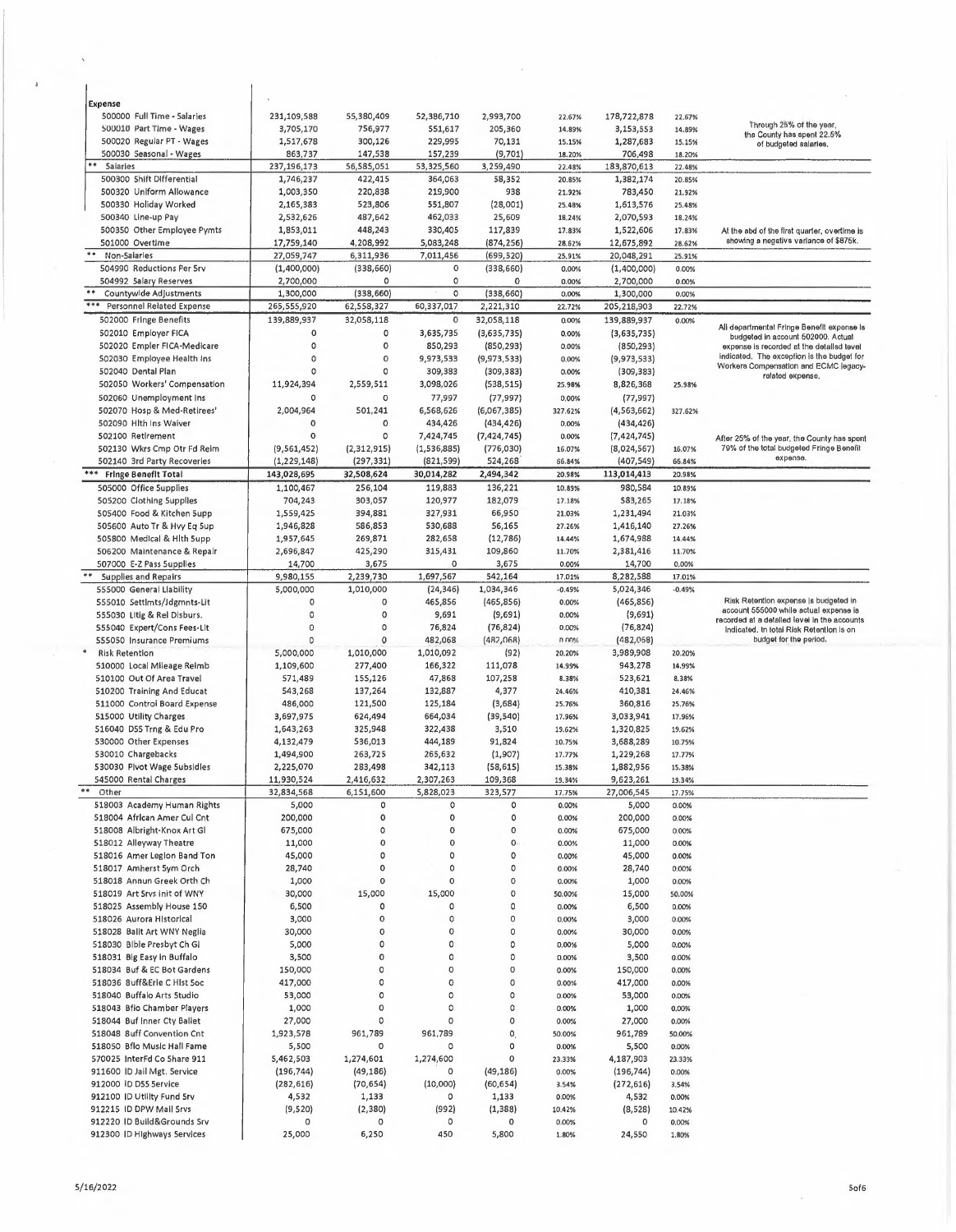| Expense | | | | | | | | |
|---|---|---|---|---|---|---|---|---|
| 500000 Full Time - Salaries | 231,109,588 | 55,380,409 | 52,386,710 | 2,993,700 | 22.67% | 178,722,878 | 22.67% | Through 25% of the year, the County has spent 22.5% of budgeted salaries. |
| 500010 Part Time - Wages | 3,705,170 | 756,977 | 551,617 | 205,360 | 14.89% | 3,153,553 | 14.89% | |
| 500020 Regular PT - Wages | 1,517,678 | 300,126 | 229,995 | 70,131 | 15.15% | 1,287,683 | 15.15% | |
| 500030 Seasonal - Wages | 863,737 | 147,538 | 157,239 | (9,701) | 18.20% | 706,498 | 18.20% | |
| ** Salaries | 237,196,173 | 56,585,051 | 53,325,560 | 3,259,490 | 22.48% | 183,870,613 | 22.48% | |
| 500300 Shift Differential | 1,746,237 | 422,415 | 364,063 | 58,352 | 20.85% | 1,382,174 | 20.85% | |
| 500320 Uniform Allowance | 1,003,350 | 220,838 | 219,900 | 938 | 21.92% | 783,450 | 21.92% | |
| 500330 Holiday Worked | 2,165,383 | 523,806 | 551,807 | (28,001) | 25.48% | 1,613,576 | 25.48% | |
| 500340 Line-up Pay | 2,532,626 | 487,642 | 462,033 | 25,609 | 18.24% | 2,070,593 | 18.24% | |
| 500350 Other Employee Pymts | 1,853,011 | 448,243 | 330,405 | 117,839 | 17.83% | 1,522,606 | 17.83% | At the end of the first quarter, overtime is showing a negative variance of $875k. |
| 501000 Overtime | 17,759,140 | 4,208,992 | 5,083,248 | (874,256) | 28.62% | 12,675,892 | 28.62% | |
| ** Non-Salaries | 27,059,747 | 6,311,936 | 7,011,456 | (699,520) | 25.91% | 20,048,291 | 25.91% | |
| 504990 Reductions Per Srv | (1,400,000) | (338,660) | 0 | (338,660) | 0.00% | (1,400,000) | 0.00% | |
| 504992 Salary Reserves | 2,700,000 | 0 | 0 | 0 | 0.00% | 2,700,000 | 0.00% | |
| ** Countywide Adjustments | 1,300,000 | (338,660) | 0 | (338,660) | 0.00% | 1,300,000 | 0.00% | |
| *** Personnel Related Expense | 265,555,920 | 62,558,327 | 60,337,017 | 2,221,310 | 22.72% | 205,218,903 | 22.72% | |
| 502000 Fringe Benefits | 139,889,937 | 32,058,118 | 0 | 32,058,118 | 0.00% | 139,889,937 | 0.00% | All departmental Fringe Benefit expense is budgeted in account 502000. Actual expense is recorded at the detailed level indicated. The exception is the budget for Workers Compensation and ECMC legacy-related expense. |
| 502010 Employer FICA | 0 | 0 | 3,635,735 | (3,635,735) | 0.00% | (3,635,735) | | |
| 502020 Empler FICA-Medicare | 0 | 0 | 850,293 | (850,293) | 0.00% | (850,293) | | |
| 502030 Employee Health Ins | 0 | 0 | 9,973,533 | (9,973,533) | 0.00% | (9,973,533) | | |
| 502040 Dental Plan | 0 | 0 | 309,383 | (309,383) | 0.00% | (309,383) | | |
| 502050 Workers' Compensation | 11,924,394 | 2,559,511 | 3,098,026 | (538,515) | 25.98% | 8,826,368 | 25.98% | |
| 502060 Unemployment Ins | 0 | 0 | 77,997 | (77,997) | 0.00% | (77,997) | | |
| 502070 Hosp & Med-Retirees' | 2,004,964 | 501,241 | 6,568,626 | (6,067,385) | 327.62% | (4,563,662) | 327.62% | |
| 502090 Hlth Ins Waiver | 0 | 0 | 434,426 | (434,426) | 0.00% | (434,426) | | |
| 502100 Retirement | 0 | 0 | 7,424,745 | (7,424,745) | 0.00% | (7,424,745) | | After 25% of the year, the County has spent 79% of the total budgeted Fringe Benefit expense. |
| 502130 Wkrs Cmp Otr Fd Reim | (9,561,452) | (2,312,915) | (1,536,885) | (776,030) | 16.07% | (8,024,567) | 16.07% | |
| 502140 3rd Party Recoveries | (1,229,148) | (297,331) | (821,599) | 524,268 | 66.84% | (407,549) | 66.84% | |
| *** Fringe Benefit Total | 143,028,695 | 32,508,624 | 30,014,282 | 2,494,342 | 20.98% | 113,014,413 | 20.98% | |
| 505000 Office Supplies | 1,100,467 | 256,104 | 119,883 | 136,221 | 10.89% | 980,584 | 10.89% | |
| 505200 Clothing Supplies | 704,243 | 303,057 | 120,977 | 182,079 | 17.18% | 583,265 | 17.18% | |
| 505400 Food & Kitchen Supp | 1,559,425 | 394,881 | 327,931 | 66,950 | 21.03% | 1,231,494 | 21.03% | |
| 505600 Auto Tr & Hvy Eq Sup | 1,946,828 | 586,853 | 530,688 | 56,165 | 27.26% | 1,416,140 | 27.26% | |
| 505800 Medical & Hlth Supp | 1,957,645 | 269,871 | 282,658 | (12,786) | 14.44% | 1,674,988 | 14.44% | |
| 506200 Maintenance & Repair | 2,696,847 | 425,290 | 315,431 | 109,860 | 11.70% | 2,381,416 | 11.70% | |
| 507000 E-Z Pass Supplies | 14,700 | 3,675 | 0 | 3,675 | 0.00% | 14,700 | 0.00% | |
| ** Supplies and Repairs | 9,980,155 | 2,239,730 | 1,697,567 | 542,164 | 17.01% | 8,282,588 | 17.01% | |
| 555000 General Liability | 5,000,000 | 1,010,000 | (24,346) | 1,034,346 | -0.49% | 5,024,346 | -0.49% | Risk Retention expense is budgeted in account 555000 while actual expense is recorded at a detailed level in the accounts indicated. In total Risk Retention is on budget for the period. |
| 555010 Settlmts/Jdgmnts-Lit | 0 | 0 | 465,856 | (465,856) | 0.00% | (465,856) | | |
| 555030 Litig & Rel Disburs. | 0 | 0 | 9,691 | (9,691) | 0.00% | (9,691) | | |
| 555040 Expert/Cons Fees-Lit | 0 | 0 | 76,824 | (76,824) | 0.00% | (76,824) | | |
| 555050 Insurance Premiums | 0 | 0 | 482,068 | (482,068) | 0.00% | (482,068) | | |
| * Risk Retention | 5,000,000 | 1,010,000 | 1,010,092 | (92) | 20.20% | 3,989,908 | 20.20% | |
| 510000 Local Mileage Reimb | 1,109,600 | 277,400 | 166,322 | 111,078 | 14.99% | 943,278 | 14.99% | |
| 510100 Out Of Area Travel | 571,489 | 155,126 | 47,868 | 107,258 | 8.38% | 523,621 | 8.38% | |
| 510200 Training And Educat | 543,268 | 137,264 | 132,887 | 4,377 | 24.46% | 410,381 | 24.46% | |
| 511000 Control Board Expense | 486,000 | 121,500 | 125,184 | (3,684) | 25.76% | 360,816 | 25.76% | |
| 515000 Utility Charges | 3,697,975 | 624,494 | 664,034 | (39,540) | 17.96% | 3,033,941 | 17.96% | |
| 516040 DSS Trng & Edu Pro | 1,643,263 | 325,948 | 322,438 | 3,510 | 19.62% | 1,320,825 | 19.62% | |
| 530000 Other Expenses | 4,132,479 | 536,013 | 444,189 | 91,824 | 10.75% | 3,688,289 | 10.75% | |
| 530010 Chargebacks | 1,494,900 | 263,725 | 265,632 | (1,907) | 17.77% | 1,229,268 | 17.77% | |
| 530030 Pivot Wage Subsidies | 2,225,070 | 283,498 | 342,113 | (58,615) | 15.38% | 1,882,956 | 15.38% | |
| 545000 Rental Charges | 11,930,524 | 2,416,632 | 2,307,263 | 109,368 | 19.34% | 9,623,261 | 19.34% | |
| ** Other | 32,834,568 | 6,151,600 | 5,828,023 | 323,577 | 17.75% | 27,006,545 | 17.75% | |
| 518003 Academy Human Rights | 5,000 | 0 | 0 | 0 | 0.00% | 5,000 | 0.00% | |
| 518004 African Amer Cul Cnt | 200,000 | 0 | 0 | 0 | 0.00% | 200,000 | 0.00% | |
| 518008 Albright-Knox Art Gl | 675,000 | 0 | 0 | 0 | 0.00% | 675,000 | 0.00% | |
| 518012 Alleyway Theatre | 11,000 | 0 | 0 | 0 | 0.00% | 11,000 | 0.00% | |
| 518016 Amer Legion Band Ton | 45,000 | 0 | 0 | 0 | 0.00% | 45,000 | 0.00% | |
| 518017 Amherst Sym Orch | 28,740 | 0 | 0 | 0 | 0.00% | 28,740 | 0.00% | |
| 518018 Annun Greek Orth Ch | 1,000 | 0 | 0 | 0 | 0.00% | 1,000 | 0.00% | |
| 518019 Art Srvs Init of WNY | 30,000 | 15,000 | 15,000 | 0 | 50.00% | 15,000 | 50.00% | |
| 518025 Assembly House 150 | 6,500 | 0 | 0 | 0 | 0.00% | 6,500 | 0.00% | |
| 518026 Aurora Historical | 3,000 | 0 | 0 | 0 | 0.00% | 3,000 | 0.00% | |
| 518028 Ballt Art WNY Neglia | 30,000 | 0 | 0 | 0 | 0.00% | 30,000 | 0.00% | |
| 518030 Bible Presbyt Ch Gl | 5,000 | 0 | 0 | 0 | 0.00% | 5,000 | 0.00% | |
| 518031 Big Easy in Buffalo | 3,500 | 0 | 0 | 0 | 0.00% | 3,500 | 0.00% | |
| 518034 Buf & EC Bot Gardens | 150,000 | 0 | 0 | 0 | 0.00% | 150,000 | 0.00% | |
| 518036 Buff&Erie C Hist Soc | 417,000 | 0 | 0 | 0 | 0.00% | 417,000 | 0.00% | |
| 518040 Buffalo Arts Studio | 53,000 | 0 | 0 | 0 | 0.00% | 53,000 | 0.00% | |
| 518043 Bflo Chamber Players | 1,000 | 0 | 0 | 0 | 0.00% | 1,000 | 0.00% | |
| 518044 Buf Inner Cty Ballet | 27,000 | 0 | 0 | 0 | 0.00% | 27,000 | 0.00% | |
| 518048 Buff Convention Cnt | 1,923,578 | 961,789 | 961,789 | 0 | 50.00% | 961,789 | 50.00% | |
| 518050 Bflo Music Hall Fame | 5,500 | 0 | 0 | 0 | 0.00% | 5,500 | 0.00% | |
| 570025 InterFd Co Share 911 | 5,462,503 | 1,274,601 | 1,274,600 | 0 | 23.33% | 4,187,903 | 23.33% | |
| 911600 ID Jail Mgt. Service | (196,744) | (49,186) | 0 | (49,186) | 0.00% | (196,744) | 0.00% | |
| 912000 ID DSS Service | (282,616) | (70,654) | (10,000) | (60,654) | 3.54% | (272,616) | 3.54% | |
| 912100 ID Utility Fund Srv | 4,532 | 1,133 | 0 | 1,133 | 0.00% | 4,532 | 0.00% | |
| 912215 ID DPW Mail Srvs | (9,520) | (2,380) | (992) | (1,388) | 10.42% | (8,528) | 10.42% | |
| 912220 ID Build&Grounds Srv | 0 | 0 | 0 | 0 | 0.00% | 0 | 0.00% | |
| 912300 ID Highways Services | 25,000 | 6,250 | 450 | 5,800 | 1.80% | 24,550 | 1.80% | |

5/16/2022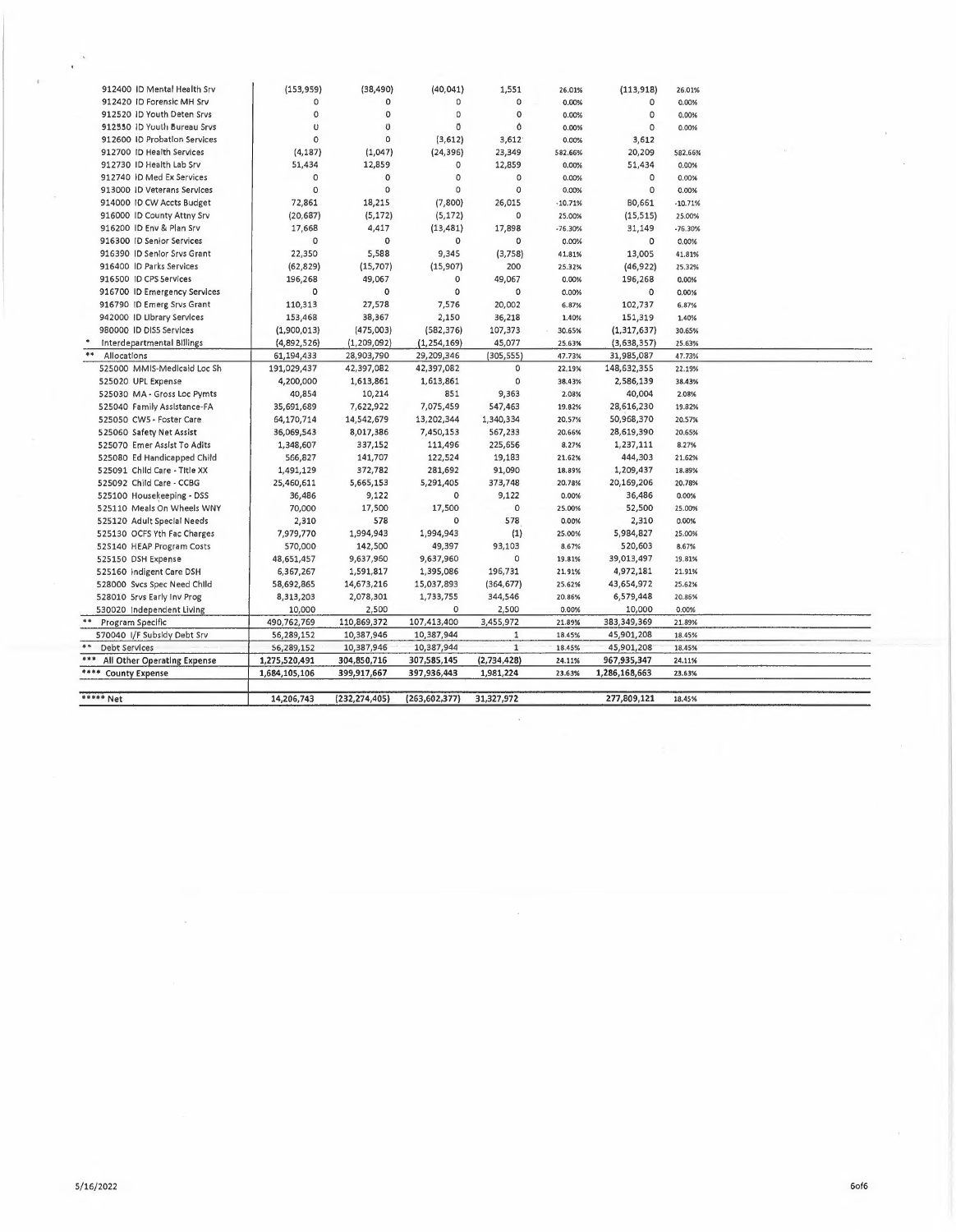| | | | | | | | |
|---|---|---|---|---|---|---|---|
| 912400 ID Mental Health Srv | (153,959) | (38,490) | (40,041) | 1,551 | 26.01% | (113,918) | 26.01% |
| 912420 ID Forensic MH Srv | 0 | 0 | 0 | 0 | 0.00% | 0 | 0.00% |
| 912520 ID Youth Deten Srvs | 0 | 0 | 0 | 0 | 0.00% | 0 | 0.00% |
| 912530 ID Youth Bureau Srvs | 0 | 0 | 0 | 0 | 0.00% | 0 | 0.00% |
| 912600 ID Probation Services | 0 | 0 | (3,612) | 3,612 | 0.00% | 3,612 | |
| 912700 ID Health Services | (4,187) | (1,047) | (24,396) | 23,349 | 582.66% | 20,209 | 582.66% |
| 912730 ID Health Lab Srv | 51,434 | 12,859 | 0 | 12,859 | 0.00% | 51,434 | 0.00% |
| 912740 ID Med Ex Services | 0 | 0 | 0 | 0 | 0.00% | 0 | 0.00% |
| 913000 ID Veterans Services | 0 | 0 | 0 | 0 | 0.00% | 0 | 0.00% |
| 914000 ID CW Accts Budget | 72,861 | 18,215 | (7,800) | 26,015 | -10.71% | 80,661 | -10.71% |
| 916000 ID County Attny Srv | (20,687) | (5,172) | (5,172) | 0 | 25.00% | (15,515) | 25.00% |
| 916200 ID Env & Plan Srv | 17,668 | 4,417 | (13,481) | 17,898 | -76.30% | 31,149 | -76.30% |
| 916300 ID Senior Services | 0 | 0 | 0 | 0 | 0.00% | 0 | 0.00% |
| 916390 ID Senior Srvs Grant | 22,350 | 5,588 | 9,345 | (3,758) | 41.81% | 13,005 | 41.81% |
| 916400 ID Parks Services | (62,829) | (15,707) | (15,907) | 200 | 25.32% | (46,922) | 25.32% |
| 916500 ID CPS Services | 196,268 | 49,067 | 0 | 49,067 | 0.00% | 196,268 | 0.00% |
| 916700 ID Emergency Services | 0 | 0 | 0 | 0 | 0.00% | 0 | 0.00% |
| 916790 ID Emerg Srvs Grant | 110,313 | 27,578 | 7,576 | 20,002 | 6.87% | 102,737 | 6.87% |
| 942000 ID Library Services | 153,468 | 38,367 | 2,150 | 36,218 | 1.40% | 151,319 | 1.40% |
| 980000 ID DISS Services | (1,900,013) | (475,003) | (582,376) | 107,373 | 30.65% | (1,317,637) | 30.65% |
| * Interdepartmental Billings | (4,892,526) | (1,209,092) | (1,254,169) | 45,077 | 25.63% | (3,638,357) | 25.63% |
| ** Allocations | 61,194,433 | 28,903,790 | 29,209,346 | (305,555) | 47.73% | 31,985,087 | 47.73% |
| 525000 MMIS-Medicaid Loc Sh | 191,029,437 | 42,397,082 | 42,397,082 | 0 | 22.19% | 148,632,355 | 22.19% |
| 525020 UPL Expense | 4,200,000 | 1,613,861 | 1,613,861 | 0 | 38.43% | 2,586,139 | 38.43% |
| 525030 MA - Gross Loc Pymts | 40,854 | 10,214 | 851 | 9,363 | 2.08% | 40,004 | 2.08% |
| 525040 Family Assistance-FA | 35,691,689 | 7,622,922 | 7,075,459 | 547,463 | 19.82% | 28,616,230 | 19.82% |
| 525050 CWS - Foster Care | 64,170,714 | 14,542,679 | 13,202,344 | 1,340,334 | 20.57% | 50,968,370 | 20.57% |
| 525060 Safety Net Assist | 36,069,543 | 8,017,386 | 7,450,153 | 567,233 | 20.66% | 28,619,390 | 20.65% |
| 525070 Emer Assist To Adlts | 1,348,607 | 337,152 | 111,496 | 225,656 | 8.27% | 1,237,111 | 8.27% |
| 525080 Ed Handicapped Child | 566,827 | 141,707 | 122,524 | 19,183 | 21.62% | 444,303 | 21.62% |
| 525091 Child Care - Title XX | 1,491,129 | 372,782 | 281,692 | 91,090 | 18.89% | 1,209,437 | 18.89% |
| 525092 Child Care - CCBG | 25,460,611 | 5,665,153 | 5,291,405 | 373,748 | 20.78% | 20,169,206 | 20.78% |
| 525100 Housekeeping - DSS | 36,486 | 9,122 | 0 | 9,122 | 0.00% | 36,486 | 0.00% |
| 525110 Meals On Wheels WNY | 70,000 | 17,500 | 17,500 | 0 | 25.00% | 52,500 | 25.00% |
| 525120 Adult Special Needs | 2,310 | 578 | 0 | 578 | 0.00% | 2,310 | 0.00% |
| 525130 OCFS Yth Fac Charges | 7,979,770 | 1,994,943 | 1,994,943 | (1) | 25.00% | 5,984,827 | 25.00% |
| 525140 HEAP Program Costs | 570,000 | 142,500 | 49,397 | 93,103 | 8.67% | 520,603 | 8.67% |
| 525150 DSH Expense | 48,651,457 | 9,637,960 | 9,637,960 | 0 | 19.81% | 39,013,497 | 19.81% |
| 525160 Indigent Care DSH | 6,367,267 | 1,591,817 | 1,395,086 | 196,731 | 21.91% | 4,972,181 | 21.91% |
| 528000 Svcs Spec Need Child | 58,692,865 | 14,673,216 | 15,037,893 | (364,677) | 25.62% | 43,654,972 | 25.62% |
| 528010 Srvs Early Inv Prog | 8,313,203 | 2,078,301 | 1,733,755 | 344,546 | 20.86% | 6,579,448 | 20.86% |
| 530020 Independent Living | 10,000 | 2,500 | 0 | 2,500 | 0.00% | 10,000 | 0.00% |
| ** Program Specific | 490,762,769 | 110,869,372 | 107,413,400 | 3,455,972 | 21.89% | 383,349,369 | 21.89% |
| 570040 I/F Subsidy Debt Srv | 56,289,152 | 10,387,946 | 10,387,944 | 1 | 18.45% | 45,901,208 | 18.45% |
| ** Debt Services | 56,289,152 | 10,387,946 | 10,387,944 | 1 | 18.45% | 45,901,208 | 18.45% |
| *** All Other Operating Expense | 1,275,520,491 | 304,850,716 | 307,585,145 | (2,734,428) | 24.11% | 967,935,347 | 24.11% |
| **** County Expense | 1,684,105,106 | 399,917,667 | 397,936,443 | 1,981,224 | 23.63% | 1,286,168,663 | 23.63% |
| ***** Net | 14,206,743 | (232,274,405) | (263,602,377) | 31,327,972 | | 277,809,121 | 18.45% |

5/16/2022